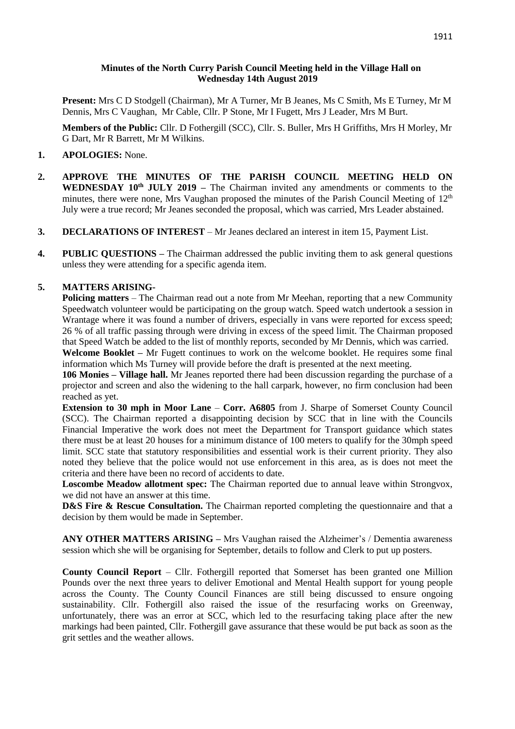**Minutes of the North Curry Parish Council Meeting held in the Village Hall on Wednesday 14th August 2019**

**Present:** Mrs C D Stodgell (Chairman), Mr A Turner, Mr B Jeanes, Ms C Smith, Ms E Turney, Mr M Dennis, Mrs C Vaughan, Mr Cable, Cllr. P Stone, Mr I Fugett, Mrs J Leader, Mrs M Burt.

**Members of the Public:** Cllr. D Fothergill (SCC), Cllr. S. Buller, Mrs H Griffiths, Mrs H Morley, Mr G Dart, Mr R Barrett, Mr M Wilkins.

1. **APOLOGIES:** None.

2. **APPROVE THE MINUTES OF THE PARISH COUNCIL MEETING HELD ON WEDNESDAY 10th JULY 2019 –** The Chairman invited any amendments or comments to the minutes, there were none, Mrs Vaughan proposed the minutes of the Parish Council Meeting of 12th July were a true record; Mr Jeanes seconded the proposal, which was carried, Mrs Leader abstained.

3. **DECLARATIONS OF INTEREST** – Mr Jeanes declared an interest in item 15, Payment List.

4. **PUBLIC QUESTIONS –** The Chairman addressed the public inviting them to ask general questions unless they were attending for a specific agenda item.

5. **MATTERS ARISING-**

**Policing matters** – The Chairman read out a note from Mr Meehan, reporting that a new Community Speedwatch volunteer would be participating on the group watch. Speed watch undertook a session in Wrantage where it was found a number of drivers, especially in vans were reported for excess speed; 26 % of all traffic passing through were driving in excess of the speed limit. The Chairman proposed that Speed Watch be added to the list of monthly reports, seconded by Mr Dennis, which was carried.

**Welcome Booklet –** Mr Fugett continues to work on the welcome booklet. He requires some final information which Ms Turney will provide before the draft is presented at the next meeting.

**106 Monies – Village hall.** Mr Jeanes reported there had been discussion regarding the purchase of a projector and screen and also the widening to the hall carpark, however, no firm conclusion had been reached as yet.

**Extension to 30 mph in Moor Lane** – **Corr. A6805** from J. Sharpe of Somerset County Council (SCC). The Chairman reported a disappointing decision by SCC that in line with the Councils Financial Imperative the work does not meet the Department for Transport guidance which states there must be at least 20 houses for a minimum distance of 100 meters to qualify for the 30mph speed limit. SCC state that statutory responsibilities and essential work is their current priority. They also noted they believe that the police would not use enforcement in this area, as is does not meet the criteria and there have been no record of accidents to date.

**Loscombe Meadow allotment spec:** The Chairman reported due to annual leave within Strongvox, we did not have an answer at this time.

**D&S Fire & Rescue Consultation.** The Chairman reported completing the questionnaire and that a decision by them would be made in September.

**ANY OTHER MATTERS ARISING –** Mrs Vaughan raised the Alzheimer's / Dementia awareness session which she will be organising for September, details to follow and Clerk to put up posters.

**County Council Report** – Cllr. Fothergill reported that Somerset has been granted one Million Pounds over the next three years to deliver Emotional and Mental Health support for young people across the County. The County Council Finances are still being discussed to ensure ongoing sustainability. Cllr. Fothergill also raised the issue of the resurfacing works on Greenway, unfortunately, there was an error at SCC, which led to the resurfacing taking place after the new markings had been painted, Cllr. Fothergill gave assurance that these would be put back as soon as the grit settles and the weather allows.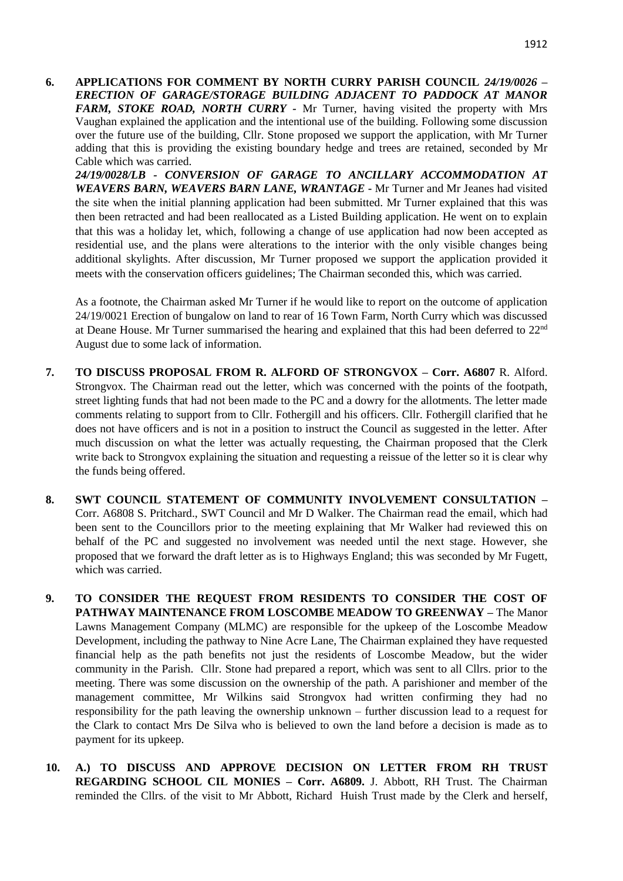**6. APPLICATIONS FOR COMMENT BY NORTH CURRY PARISH COUNCIL *24/19/0026 – ERECTION OF GARAGE/STORAGE BUILDING ADJACENT TO PADDOCK AT MANOR FARM, STOKE ROAD, NORTH CURRY*** - Mr Turner, having visited the property with Mrs Vaughan explained the application and the intentional use of the building. Following some discussion over the future use of the building, Cllr. Stone proposed we support the application, with Mr Turner adding that this is providing the existing boundary hedge and trees are retained, seconded by Mr Cable which was carried.

***24/19/0028/LB - CONVERSION OF GARAGE TO ANCILLARY ACCOMMODATION AT WEAVERS BARN, WEAVERS BARN LANE, WRANTAGE*** - Mr Turner and Mr Jeanes had visited the site when the initial planning application had been submitted. Mr Turner explained that this was then been retracted and had been reallocated as a Listed Building application. He went on to explain that this was a holiday let, which, following a change of use application had now been accepted as residential use, and the plans were alterations to the interior with the only visible changes being additional skylights. After discussion, Mr Turner proposed we support the application provided it meets with the conservation officers guidelines; The Chairman seconded this, which was carried.

As a footnote, the Chairman asked Mr Turner if he would like to report on the outcome of application 24/19/0021 Erection of bungalow on land to rear of 16 Town Farm, North Curry which was discussed at Deane House. Mr Turner summarised the hearing and explained that this had been deferred to 22nd August due to some lack of information.

**7. TO DISCUSS PROPOSAL FROM R. ALFORD OF STRONGVOX – Corr. A6807** R. Alford. Strongvox. The Chairman read out the letter, which was concerned with the points of the footpath, street lighting funds that had not been made to the PC and a dowry for the allotments. The letter made comments relating to support from to Cllr. Fothergill and his officers. Cllr. Fothergill clarified that he does not have officers and is not in a position to instruct the Council as suggested in the letter. After much discussion on what the letter was actually requesting, the Chairman proposed that the Clerk write back to Strongvox explaining the situation and requesting a reissue of the letter so it is clear why the funds being offered.

**8. SWT COUNCIL STATEMENT OF COMMUNITY INVOLVEMENT CONSULTATION –** Corr. A6808 S. Pritchard., SWT Council and Mr D Walker. The Chairman read the email, which had been sent to the Councillors prior to the meeting explaining that Mr Walker had reviewed this on behalf of the PC and suggested no involvement was needed until the next stage. However, she proposed that we forward the draft letter as is to Highways England; this was seconded by Mr Fugett, which was carried.

**9. TO CONSIDER THE REQUEST FROM RESIDENTS TO CONSIDER THE COST OF PATHWAY MAINTENANCE FROM LOSCOMBE MEADOW TO GREENWAY –** The Manor Lawns Management Company (MLMC) are responsible for the upkeep of the Loscombe Meadow Development, including the pathway to Nine Acre Lane, The Chairman explained they have requested financial help as the path benefits not just the residents of Loscombe Meadow, but the wider community in the Parish. Cllr. Stone had prepared a report, which was sent to all Cllrs. prior to the meeting. There was some discussion on the ownership of the path. A parishioner and member of the management committee, Mr Wilkins said Strongvox had written confirming they had no responsibility for the path leaving the ownership unknown – further discussion lead to a request for the Clark to contact Mrs De Silva who is believed to own the land before a decision is made as to payment for its upkeep.

**10. A.) TO DISCUSS AND APPROVE DECISION ON LETTER FROM RH TRUST REGARDING SCHOOL CIL MONIES – Corr. A6809.** J. Abbott, RH Trust. The Chairman reminded the Cllrs. of the visit to Mr Abbott, Richard Huish Trust made by the Clerk and herself,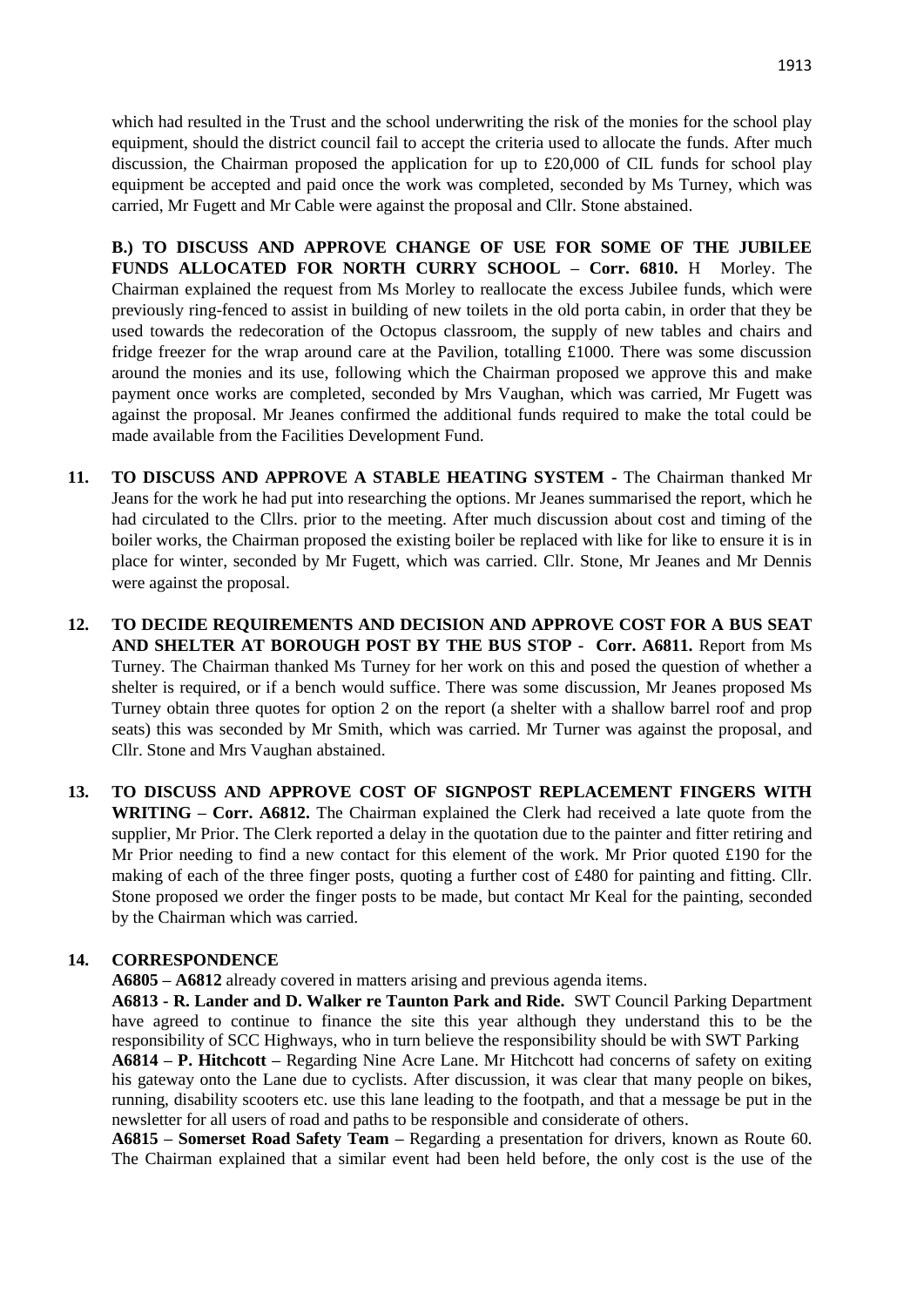which had resulted in the Trust and the school underwriting the risk of the monies for the school play equipment, should the district council fail to accept the criteria used to allocate the funds. After much discussion, the Chairman proposed the application for up to £20,000 of CIL funds for school play equipment be accepted and paid once the work was completed, seconded by Ms Turney, which was carried, Mr Fugett and Mr Cable were against the proposal and Cllr. Stone abstained.

**B.) TO DISCUSS AND APPROVE CHANGE OF USE FOR SOME OF THE JUBILEE FUNDS ALLOCATED FOR NORTH CURRY SCHOOL – Corr. 6810.** H Morley. The Chairman explained the request from Ms Morley to reallocate the excess Jubilee funds, which were previously ring-fenced to assist in building of new toilets in the old porta cabin, in order that they be used towards the redecoration of the Octopus classroom, the supply of new tables and chairs and fridge freezer for the wrap around care at the Pavilion, totalling £1000. There was some discussion around the monies and its use, following which the Chairman proposed we approve this and make payment once works are completed, seconded by Mrs Vaughan, which was carried, Mr Fugett was against the proposal. Mr Jeanes confirmed the additional funds required to make the total could be made available from the Facilities Development Fund.

**11. TO DISCUSS AND APPROVE A STABLE HEATING SYSTEM -** The Chairman thanked Mr Jeans for the work he had put into researching the options. Mr Jeanes summarised the report, which he had circulated to the Cllrs. prior to the meeting. After much discussion about cost and timing of the boiler works, the Chairman proposed the existing boiler be replaced with like for like to ensure it is in place for winter, seconded by Mr Fugett, which was carried. Cllr. Stone, Mr Jeanes and Mr Dennis were against the proposal.

**12. TO DECIDE REQUIREMENTS AND DECISION AND APPROVE COST FOR A BUS SEAT AND SHELTER AT BOROUGH POST BY THE BUS STOP - Corr. A6811.** Report from Ms Turney. The Chairman thanked Ms Turney for her work on this and posed the question of whether a shelter is required, or if a bench would suffice. There was some discussion, Mr Jeanes proposed Ms Turney obtain three quotes for option 2 on the report (a shelter with a shallow barrel roof and prop seats) this was seconded by Mr Smith, which was carried. Mr Turner was against the proposal, and Cllr. Stone and Mrs Vaughan abstained.

**13. TO DISCUSS AND APPROVE COST OF SIGNPOST REPLACEMENT FINGERS WITH WRITING – Corr. A6812.** The Chairman explained the Clerk had received a late quote from the supplier, Mr Prior. The Clerk reported a delay in the quotation due to the painter and fitter retiring and Mr Prior needing to find a new contact for this element of the work. Mr Prior quoted £190 for the making of each of the three finger posts, quoting a further cost of £480 for painting and fitting. Cllr. Stone proposed we order the finger posts to be made, but contact Mr Keal for the painting, seconded by the Chairman which was carried.

**14. CORRESPONDENCE**

**A6805 – A6812** already covered in matters arising and previous agenda items.

**A6813 - R. Lander and D. Walker re Taunton Park and Ride.** SWT Council Parking Department have agreed to continue to finance the site this year although they understand this to be the responsibility of SCC Highways, who in turn believe the responsibility should be with SWT Parking

**A6814 – P. Hitchcott –** Regarding Nine Acre Lane. Mr Hitchcott had concerns of safety on exiting his gateway onto the Lane due to cyclists. After discussion, it was clear that many people on bikes, running, disability scooters etc. use this lane leading to the footpath, and that a message be put in the newsletter for all users of road and paths to be responsible and considerate of others.

**A6815 – Somerset Road Safety Team –** Regarding a presentation for drivers, known as Route 60. The Chairman explained that a similar event had been held before, the only cost is the use of the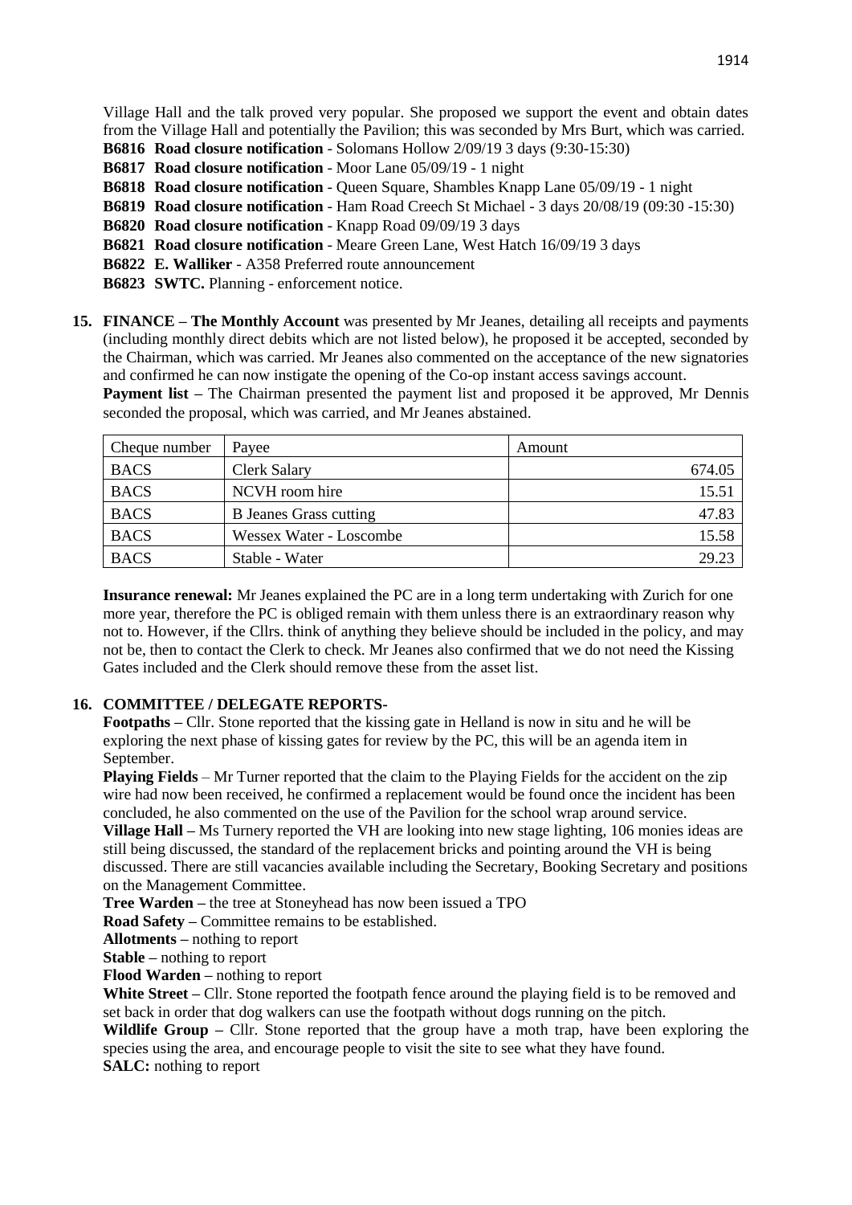Village Hall and the talk proved very popular. She proposed we support the event and obtain dates from the Village Hall and potentially the Pavilion; this was seconded by Mrs Burt, which was carried.

**B6816 Road closure notification** - Solomans Hollow 2/09/19 3 days (9:30-15:30)
**B6817 Road closure notification** - Moor Lane 05/09/19 - 1 night
**B6818 Road closure notification** - Queen Square, Shambles Knapp Lane 05/09/19 - 1 night
**B6819 Road closure notification** - Ham Road Creech St Michael - 3 days 20/08/19 (09:30 -15:30)
**B6820 Road closure notification** - Knapp Road 09/09/19 3 days
**B6821 Road closure notification** - Meare Green Lane, West Hatch 16/09/19 3 days
**B6822 E. Walliker** - A358 Preferred route announcement
**B6823 SWTC.** Planning - enforcement notice.

**15. FINANCE – The Monthly Account** was presented by Mr Jeanes, detailing all receipts and payments (including monthly direct debits which are not listed below), he proposed it be accepted, seconded by the Chairman, which was carried. Mr Jeanes also commented on the acceptance of the new signatories and confirmed he can now instigate the opening of the Co-op instant access savings account.

**Payment list –** The Chairman presented the payment list and proposed it be approved, Mr Dennis seconded the proposal, which was carried, and Mr Jeanes abstained.

| Cheque number | Payee | Amount |
|---|---|---|
| BACS | Clerk Salary | 674.05 |
| BACS | NCVH room hire | 15.51 |
| BACS | B Jeanes Grass cutting | 47.83 |
| BACS | Wessex Water - Loscombe | 15.58 |
| BACS | Stable - Water | 29.23 |

**Insurance renewal:** Mr Jeanes explained the PC are in a long term undertaking with Zurich for one more year, therefore the PC is obliged remain with them unless there is an extraordinary reason why not to. However, if the Cllrs. think of anything they believe should be included in the policy, and may not be, then to contact the Clerk to check. Mr Jeanes also confirmed that we do not need the Kissing Gates included and the Clerk should remove these from the asset list.

**16. COMMITTEE / DELEGATE REPORTS-**

**Footpaths –** Cllr. Stone reported that the kissing gate in Helland is now in situ and he will be exploring the next phase of kissing gates for review by the PC, this will be an agenda item in September.

**Playing Fields** – Mr Turner reported that the claim to the Playing Fields for the accident on the zip wire had now been received, he confirmed a replacement would be found once the incident has been concluded, he also commented on the use of the Pavilion for the school wrap around service.

**Village Hall –** Ms Turnery reported the VH are looking into new stage lighting, 106 monies ideas are still being discussed, the standard of the replacement bricks and pointing around the VH is being discussed. There are still vacancies available including the Secretary, Booking Secretary and positions on the Management Committee.

**Tree Warden –** the tree at Stoneyhead has now been issued a TPO

**Road Safety –** Committee remains to be established.

**Allotments –** nothing to report

**Stable –** nothing to report

**Flood Warden –** nothing to report

**White Street –** Cllr. Stone reported the footpath fence around the playing field is to be removed and set back in order that dog walkers can use the footpath without dogs running on the pitch.

**Wildlife Group –** Cllr. Stone reported that the group have a moth trap, have been exploring the species using the area, and encourage people to visit the site to see what they have found.

**SALC:** nothing to report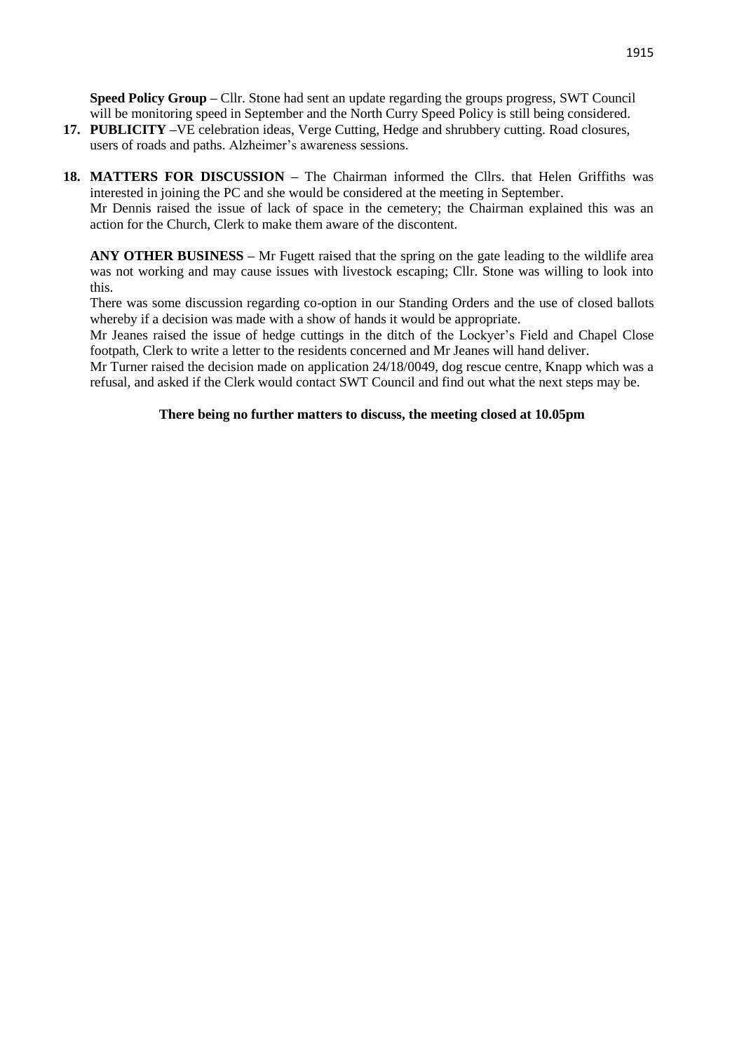**Speed Policy Group –** Cllr. Stone had sent an update regarding the groups progress, SWT Council will be monitoring speed in September and the North Curry Speed Policy is still being considered.

17. **PUBLICITY –**VE celebration ideas, Verge Cutting, Hedge and shrubbery cutting. Road closures, users of roads and paths. Alzheimer's awareness sessions.

18. **MATTERS FOR DISCUSSION –** The Chairman informed the Cllrs. that Helen Griffiths was interested in joining the PC and she would be considered at the meeting in September.
Mr Dennis raised the issue of lack of space in the cemetery; the Chairman explained this was an action for the Church, Clerk to make them aware of the discontent.

**ANY OTHER BUSINESS –** Mr Fugett raised that the spring on the gate leading to the wildlife area was not working and may cause issues with livestock escaping; Cllr. Stone was willing to look into this.
There was some discussion regarding co-option in our Standing Orders and the use of closed ballots whereby if a decision was made with a show of hands it would be appropriate.
Mr Jeanes raised the issue of hedge cuttings in the ditch of the Lockyer's Field and Chapel Close footpath, Clerk to write a letter to the residents concerned and Mr Jeanes will hand deliver.
Mr Turner raised the decision made on application 24/18/0049, dog rescue centre, Knapp which was a refusal, and asked if the Clerk would contact SWT Council and find out what the next steps may be.

**There being no further matters to discuss, the meeting closed at 10.05pm**